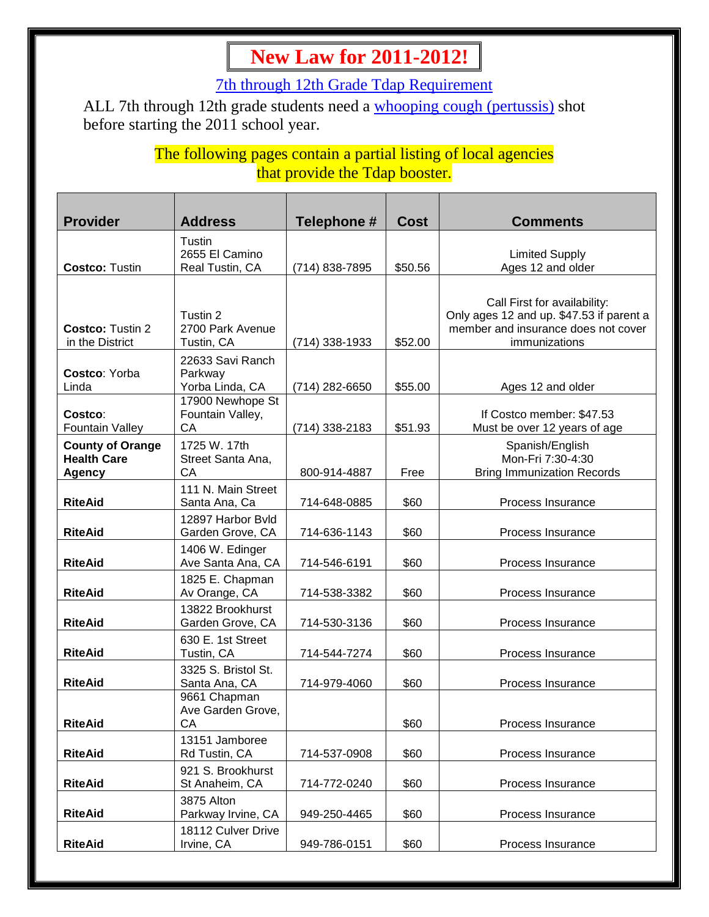# New Law for 2011-2012!

7th through 12th Grade Tdap Requirement

ALL 7th through 12th grade students need a whooping cough (pertussis) shot before starting the 2011 school year.

The following pages contain a partial listing of local agencies that provide the Tdap booster.

| Provider | Address | Telephone # | Cost | Comments |
|---|---|---|---|---|
| **Costco:** Tustin | Tustin 2655 El Camino Real Tustin, CA | (714) 838-7895 | $50.56 | Limited Supply Ages 12 and older |
| **Costco:** Tustin 2 in the District | Tustin 2 2700 Park Avenue Tustin, CA | (714) 338-1933 | $52.00 | Call First for availability: Only ages 12 and up. $47.53 if parent a member and insurance does not cover immunizations |
| **Costco**: Yorba Linda | 22633 Savi Ranch Parkway Yorba Linda, CA | (714) 282-6650 | $55.00 | Ages 12 and older |
| **Costco**: Fountain Valley | 17900 Newhope St Fountain Valley, CA | (714) 338-2183 | $51.93 | If Costco member: $47.53 Must be over 12 years of age |
| **County of Orange Health Care Agency** | 1725 W. 17th Street Santa Ana, CA | 800-914-4887 | Free | Spanish/English Mon-Fri 7:30-4:30 Bring Immunization Records |
| **RiteAid** | 111 N. Main Street Santa Ana, Ca | 714-648-0885 | $60 | Process Insurance |
| **RiteAid** | 12897 Harbor Bvld Garden Grove, CA | 714-636-1143 | $60 | Process Insurance |
| **RiteAid** | 1406 W. Edinger Ave Santa Ana, CA | 714-546-6191 | $60 | Process Insurance |
| **RiteAid** | 1825 E. Chapman Av Orange, CA | 714-538-3382 | $60 | Process Insurance |
| **RiteAid** | 13822 Brookhurst Garden Grove, CA | 714-530-3136 | $60 | Process Insurance |
| **RiteAid** | 630 E. 1st Street Tustin, CA | 714-544-7274 | $60 | Process Insurance |
| **RiteAid** | 3325 S. Bristol St. Santa Ana, CA | 714-979-4060 | $60 | Process Insurance |
| **RiteAid** | 9661 Chapman Ave Garden Grove, CA | | $60 | Process Insurance |
| **RiteAid** | 13151 Jamboree Rd Tustin, CA | 714-537-0908 | $60 | Process Insurance |
| **RiteAid** | 921 S. Brookhurst St Anaheim, CA | 714-772-0240 | $60 | Process Insurance |
| **RiteAid** | 3875 Alton Parkway Irvine, CA | 949-250-4465 | $60 | Process Insurance |
| **RiteAid** | 18112 Culver Drive Irvine, CA | 949-786-0151 | $60 | Process Insurance |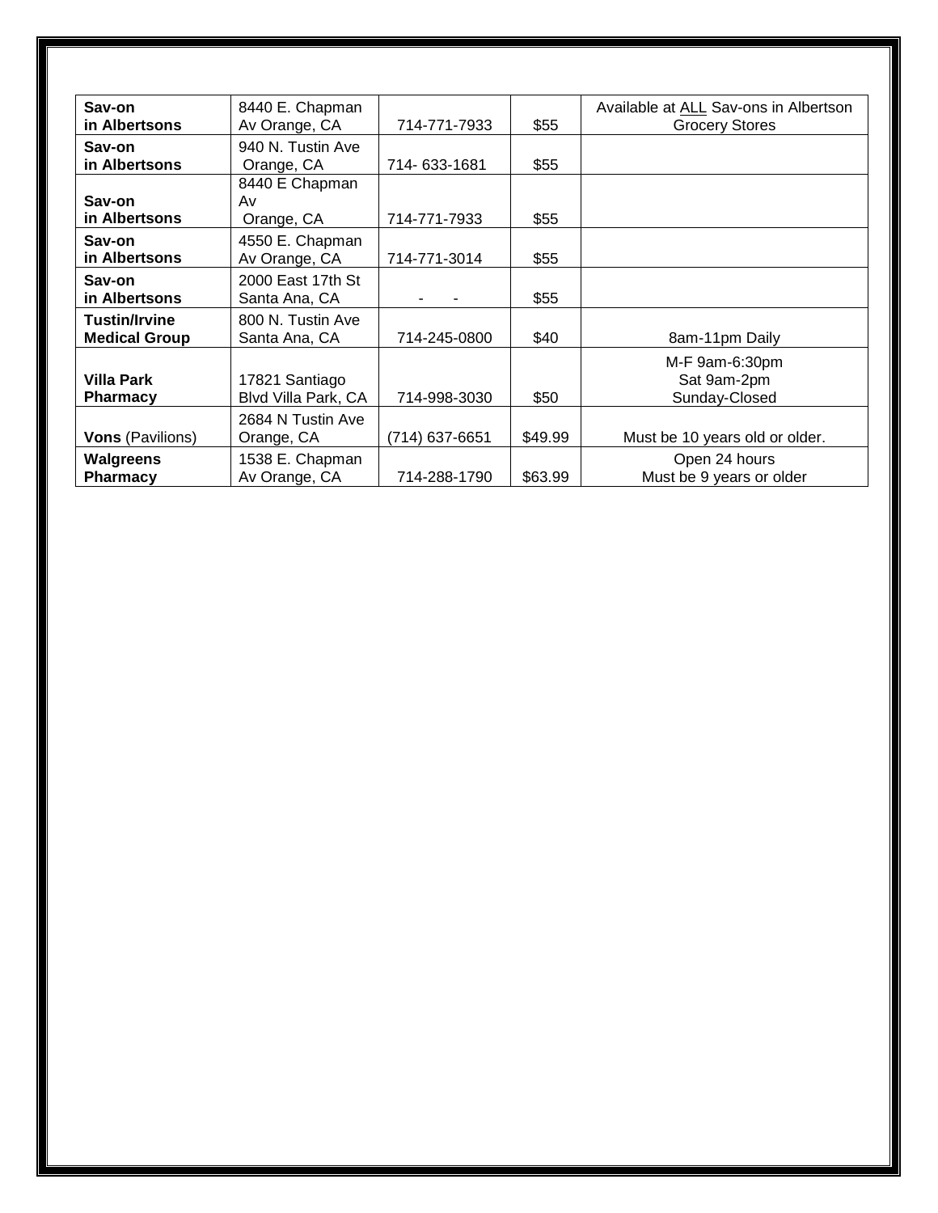| | | | | |
|---|---|---|---|---|
| **Sav-on in Albertsons** | 8440 E. Chapman Av Orange, CA | 714-771-7933 | $55 | Available at ALL Sav-ons in Albertson Grocery Stores |
| **Sav-on in Albertsons** | 940 N. Tustin Ave Orange, CA | 714- 633-1681 | $55 | |
| **Sav-on in Albertsons** | 8440 E Chapman Av Orange, CA | 714-771-7933 | $55 | |
| **Sav-on in Albertsons** | 4550 E. Chapman Av Orange, CA | 714-771-3014 | $55 | |
| **Sav-on in Albertsons** | 2000 East 17th St Santa Ana, CA | - - | $55 | |
| **Tustin/Irvine Medical Group** | 800 N. Tustin Ave Santa Ana, CA | 714-245-0800 | $40 | 8am-11pm Daily |
| **Villa Park Pharmacy** | 17821 Santiago Blvd Villa Park, CA | 714-998-3030 | $50 | M-F 9am-6:30pm Sat 9am-2pm Sunday-Closed |
| **Vons** (Pavilions) | 2684 N Tustin Ave Orange, CA | (714) 637-6651 | $49.99 | Must be 10 years old or older. |
| **Walgreens Pharmacy** | 1538 E. Chapman Av Orange, CA | 714-288-1790 | $63.99 | Open 24 hours Must be 9 years or older |